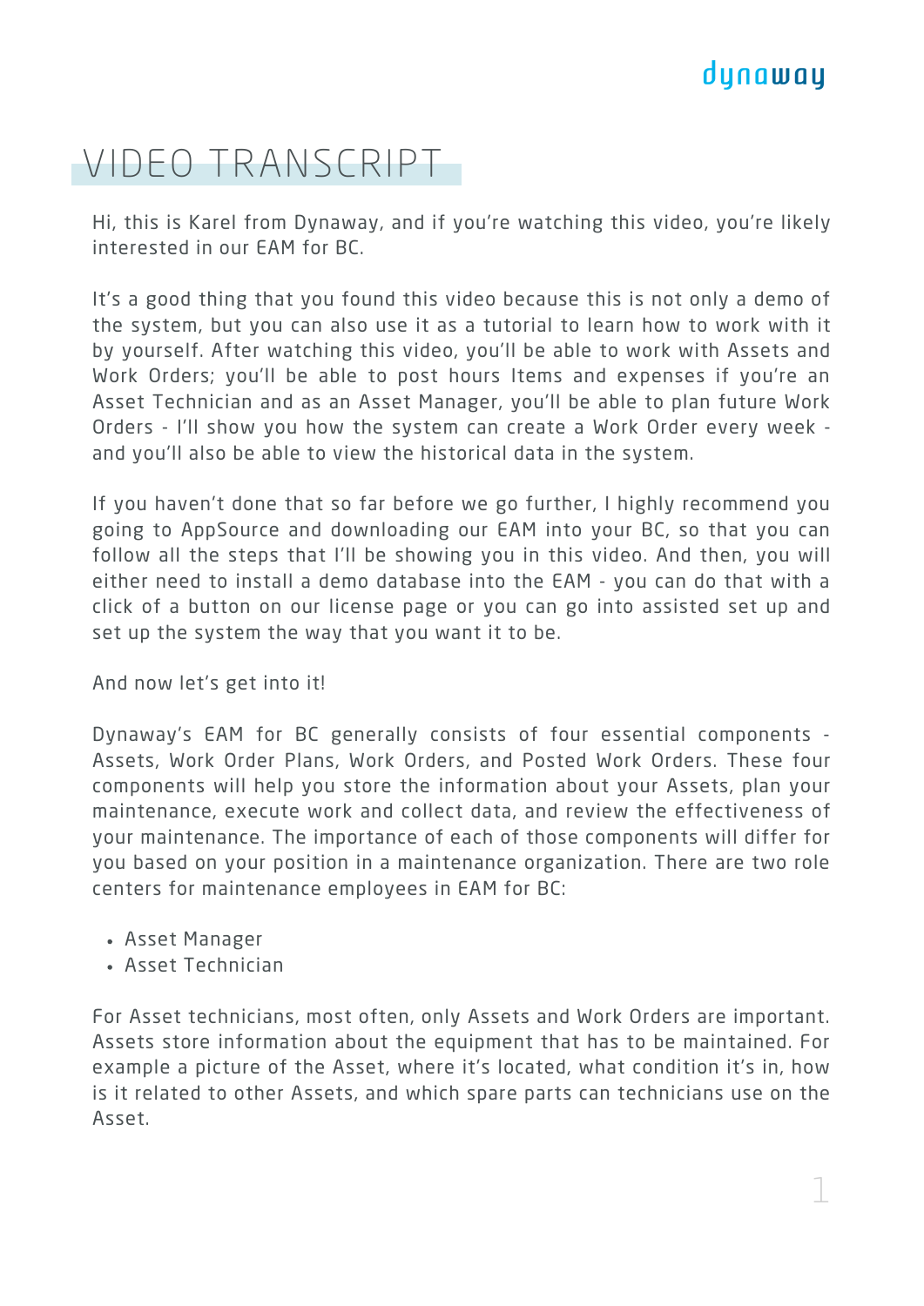# VIDEO TRANSCRIPT

Hi, this is Karel from Dynaway, and if you're watching this video, you're likely interested in our EAM for BC.

It's a good thing that you found this video because this is not only a demo of the system, but you can also use it as a tutorial to learn how to work with it by yourself. After watching this video, you'll be able to work with Assets and Work Orders; you'll be able to post hours Items and expenses if you're an Asset Technician and as an Asset Manager, you'll be able to plan future Work Orders - I'll show you how the system can create a Work Order every week - and you'll also be able to view the historical data in the system.

If you haven't done that so far before we go further, I highly recommend you going to AppSource and downloading our EAM into your BC, so that you can follow all the steps that I'll be showing you in this video. And then, you will either need to install a demo database into the EAM - you can do that with a click of a button on our license page or you can go into assisted set up and set up the system the way that you want it to be.

And now let's get into it!

Dynaway's EAM for BC generally consists of four essential components - Assets, Work Order Plans, Work Orders, and Posted Work Orders. These four components will help you store the information about your Assets, plan your maintenance, execute work and collect data, and review the effectiveness of your maintenance. The importance of each of those components will differ for you based on your position in a maintenance organization. There are two role centers for maintenance employees in EAM for BC:

- Asset Manager
- Asset Technician

For Asset technicians, most often, only Assets and Work Orders are important. Assets store information about the equipment that has to be maintained. For example a picture of the Asset, where it's located, what condition it's in, how is it related to other Assets, and which spare parts can technicians use on the Asset.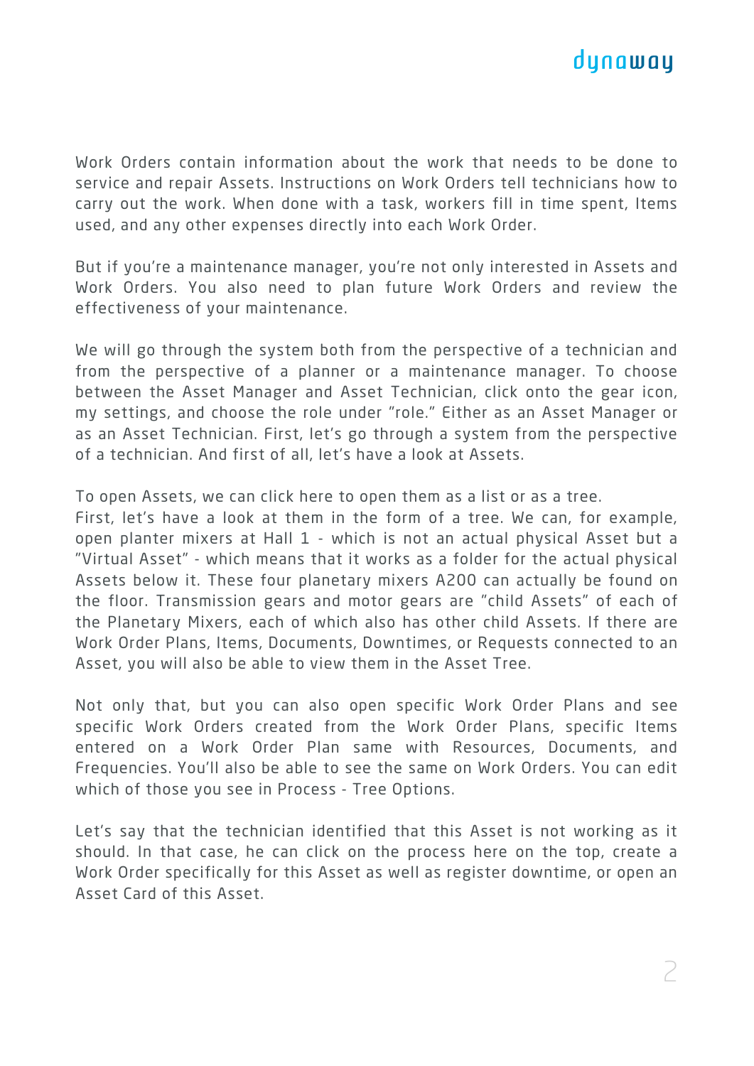Work Orders contain information about the work that needs to be done to service and repair Assets. Instructions on Work Orders tell technicians how to carry out the work. When done with a task, workers fill in time spent, Items used, and any other expenses directly into each Work Order.

But if you're a maintenance manager, you're not only interested in Assets and Work Orders. You also need to plan future Work Orders and review the effectiveness of your maintenance.

We will go through the system both from the perspective of a technician and from the perspective of a planner or a maintenance manager. To choose between the Asset Manager and Asset Technician, click onto the gear icon, my settings, and choose the role under "role." Either as an Asset Manager or as an Asset Technician. First, let's go through a system from the perspective of a technician. And first of all, let's have a look at Assets.

To open Assets, we can click here to open them as a list or as a tree.
First, let's have a look at them in the form of a tree. We can, for example, open planter mixers at Hall 1 - which is not an actual physical Asset but a "Virtual Asset" - which means that it works as a folder for the actual physical Assets below it. These four planetary mixers A200 can actually be found on the floor. Transmission gears and motor gears are "child Assets" of each of the Planetary Mixers, each of which also has other child Assets. If there are Work Order Plans, Items, Documents, Downtimes, or Requests connected to an Asset, you will also be able to view them in the Asset Tree.

Not only that, but you can also open specific Work Order Plans and see specific Work Orders created from the Work Order Plans, specific Items entered on a Work Order Plan same with Resources, Documents, and Frequencies. You'll also be able to see the same on Work Orders. You can edit which of those you see in Process - Tree Options.

Let's say that the technician identified that this Asset is not working as it should. In that case, he can click on the process here on the top, create a Work Order specifically for this Asset as well as register downtime, or open an Asset Card of this Asset.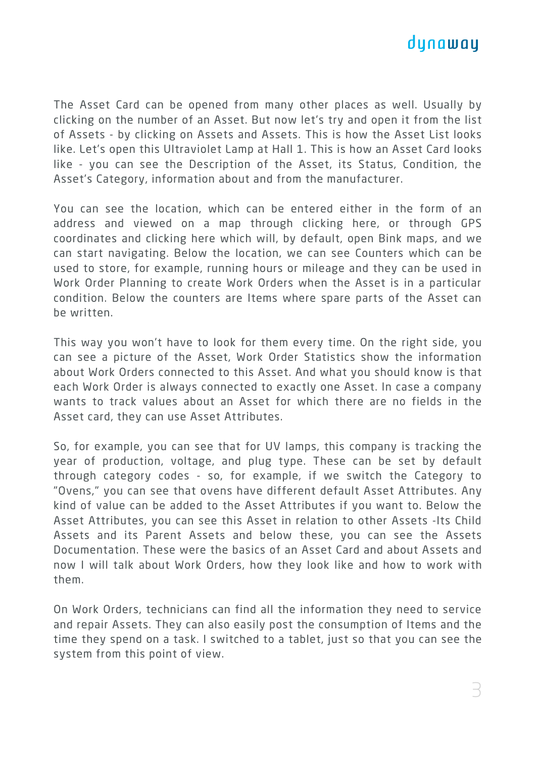The Asset Card can be opened from many other places as well. Usually by clicking on the number of an Asset. But now let's try and open it from the list of Assets - by clicking on Assets and Assets. This is how the Asset List looks like. Let's open this Ultraviolet Lamp at Hall 1. This is how an Asset Card looks like - you can see the Description of the Asset, its Status, Condition, the Asset's Category, information about and from the manufacturer.

You can see the location, which can be entered either in the form of an address and viewed on a map through clicking here, or through GPS coordinates and clicking here which will, by default, open Bink maps, and we can start navigating. Below the location, we can see Counters which can be used to store, for example, running hours or mileage and they can be used in Work Order Planning to create Work Orders when the Asset is in a particular condition. Below the counters are Items where spare parts of the Asset can be written.

This way you won't have to look for them every time. On the right side, you can see a picture of the Asset, Work Order Statistics show the information about Work Orders connected to this Asset. And what you should know is that each Work Order is always connected to exactly one Asset. In case a company wants to track values about an Asset for which there are no fields in the Asset card, they can use Asset Attributes.

So, for example, you can see that for UV lamps, this company is tracking the year of production, voltage, and plug type. These can be set by default through category codes - so, for example, if we switch the Category to "Ovens," you can see that ovens have different default Asset Attributes. Any kind of value can be added to the Asset Attributes if you want to. Below the Asset Attributes, you can see this Asset in relation to other Assets -Its Child Assets and its Parent Assets and below these, you can see the Assets Documentation. These were the basics of an Asset Card and about Assets and now I will talk about Work Orders, how they look like and how to work with them.

On Work Orders, technicians can find all the information they need to service and repair Assets. They can also easily post the consumption of Items and the time they spend on a task. I switched to a tablet, just so that you can see the system from this point of view.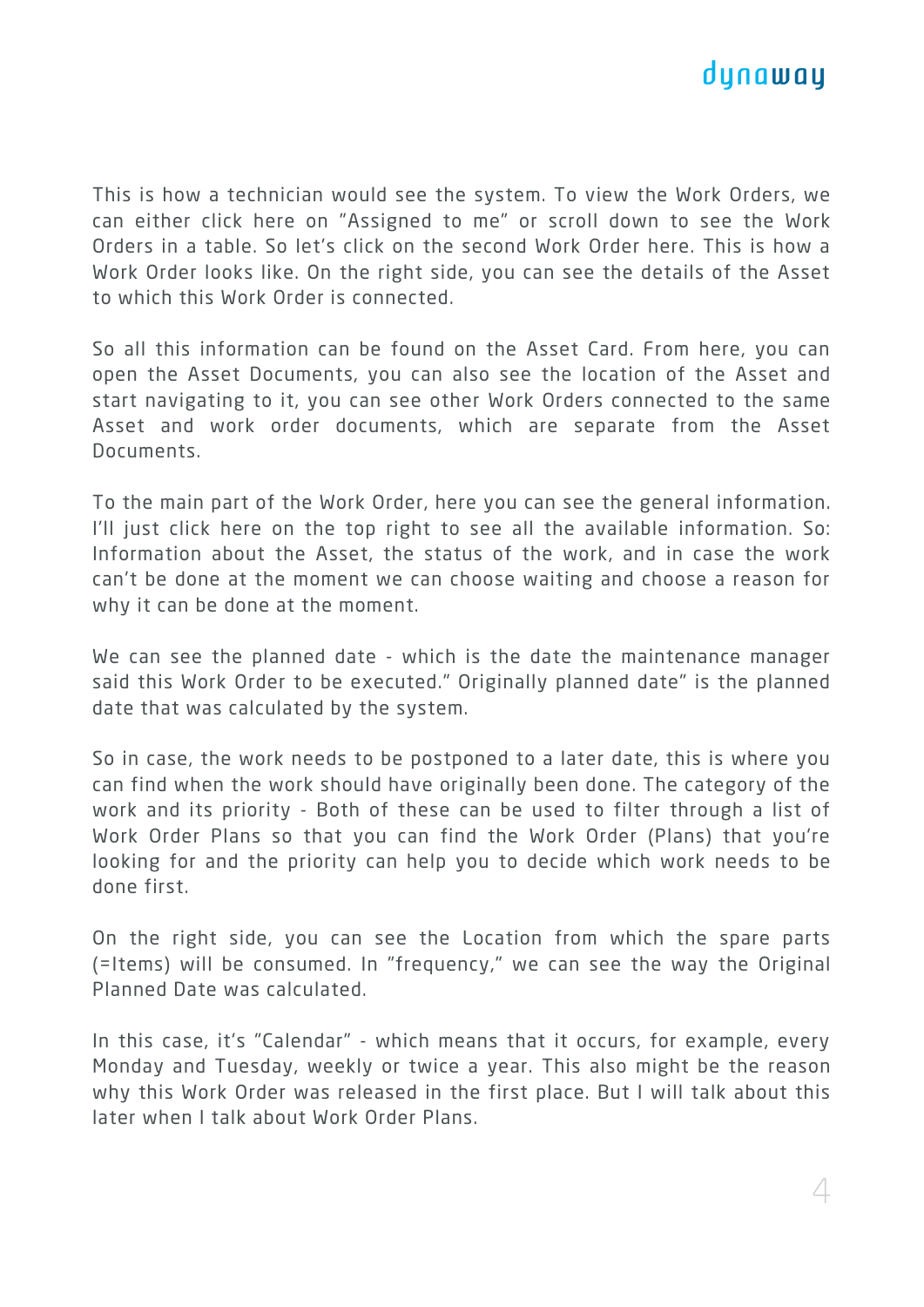This is how a technician would see the system. To view the Work Orders, we can either click here on "Assigned to me" or scroll down to see the Work Orders in a table. So let's click on the second Work Order here. This is how a Work Order looks like. On the right side, you can see the details of the Asset to which this Work Order is connected.

So all this information can be found on the Asset Card. From here, you can open the Asset Documents, you can also see the location of the Asset and start navigating to it, you can see other Work Orders connected to the same Asset and work order documents, which are separate from the Asset Documents.

To the main part of the Work Order, here you can see the general information. I'll just click here on the top right to see all the available information. So: Information about the Asset, the status of the work, and in case the work can't be done at the moment we can choose waiting and choose a reason for why it can be done at the moment.

We can see the planned date - which is the date the maintenance manager said this Work Order to be executed." Originally planned date" is the planned date that was calculated by the system.

So in case, the work needs to be postponed to a later date, this is where you can find when the work should have originally been done. The category of the work and its priority - Both of these can be used to filter through a list of Work Order Plans so that you can find the Work Order (Plans) that you're looking for and the priority can help you to decide which work needs to be done first.

On the right side, you can see the Location from which the spare parts (=Items) will be consumed. In "frequency," we can see the way the Original Planned Date was calculated.

In this case, it's "Calendar" - which means that it occurs, for example, every Monday and Tuesday, weekly or twice a year. This also might be the reason why this Work Order was released in the first place. But I will talk about this later when I talk about Work Order Plans.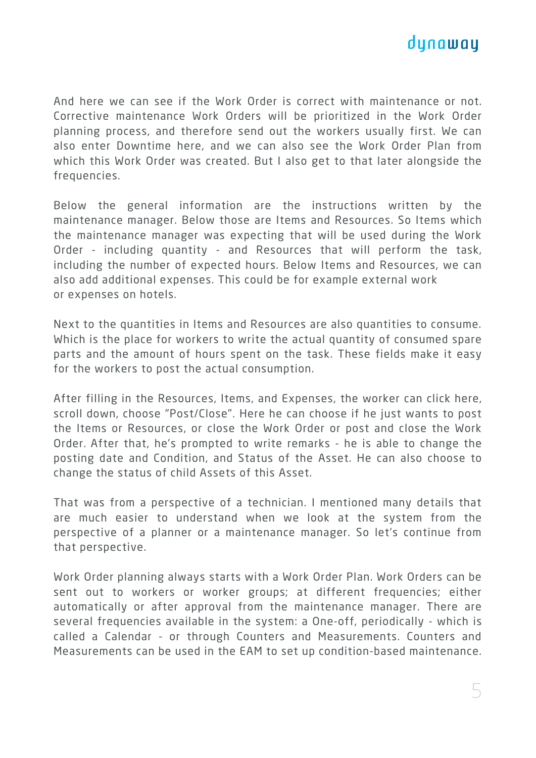And here we can see if the Work Order is correct with maintenance or not. Corrective maintenance Work Orders will be prioritized in the Work Order planning process, and therefore send out the workers usually first. We can also enter Downtime here, and we can also see the Work Order Plan from which this Work Order was created. But I also get to that later alongside the frequencies.

Below the general information are the instructions written by the maintenance manager. Below those are Items and Resources. So Items which the maintenance manager was expecting that will be used during the Work Order - including quantity - and Resources that will perform the task, including the number of expected hours. Below Items and Resources, we can also add additional expenses. This could be for example external work or expenses on hotels.

Next to the quantities in Items and Resources are also quantities to consume. Which is the place for workers to write the actual quantity of consumed spare parts and the amount of hours spent on the task. These fields make it easy for the workers to post the actual consumption.

After filling in the Resources, Items, and Expenses, the worker can click here, scroll down, choose "Post/Close". Here he can choose if he just wants to post the Items or Resources, or close the Work Order or post and close the Work Order. After that, he's prompted to write remarks - he is able to change the posting date and Condition, and Status of the Asset. He can also choose to change the status of child Assets of this Asset.

That was from a perspective of a technician. I mentioned many details that are much easier to understand when we look at the system from the perspective of a planner or a maintenance manager. So let's continue from that perspective.

Work Order planning always starts with a Work Order Plan. Work Orders can be sent out to workers or worker groups; at different frequencies; either automatically or after approval from the maintenance manager. There are several frequencies available in the system: a One-off, periodically - which is called a Calendar - or through Counters and Measurements. Counters and Measurements can be used in the EAM to set up condition-based maintenance.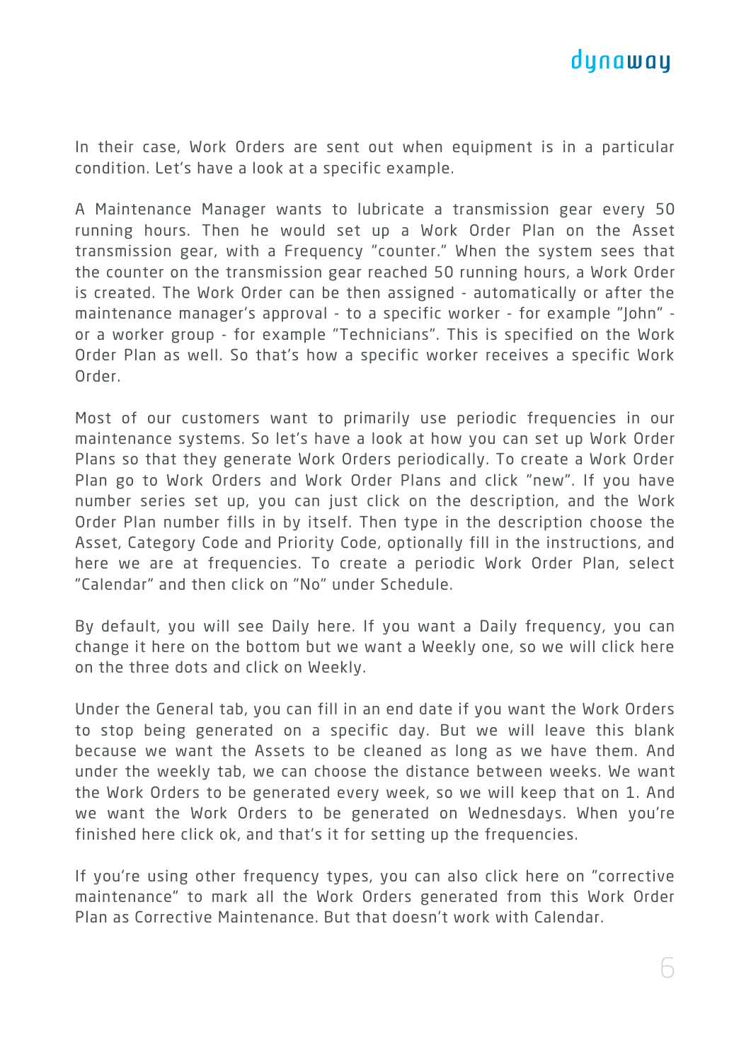In their case, Work Orders are sent out when equipment is in a particular condition. Let's have a look at a specific example.

A Maintenance Manager wants to lubricate a transmission gear every 50 running hours. Then he would set up a Work Order Plan on the Asset transmission gear, with a Frequency "counter." When the system sees that the counter on the transmission gear reached 50 running hours, a Work Order is created. The Work Order can be then assigned - automatically or after the maintenance manager's approval - to a specific worker - for example "John" - or a worker group - for example "Technicians". This is specified on the Work Order Plan as well. So that's how a specific worker receives a specific Work Order.

Most of our customers want to primarily use periodic frequencies in our maintenance systems. So let's have a look at how you can set up Work Order Plans so that they generate Work Orders periodically. To create a Work Order Plan go to Work Orders and Work Order Plans and click "new". If you have number series set up, you can just click on the description, and the Work Order Plan number fills in by itself. Then type in the description choose the Asset, Category Code and Priority Code, optionally fill in the instructions, and here we are at frequencies. To create a periodic Work Order Plan, select "Calendar" and then click on "No" under Schedule.

By default, you will see Daily here. If you want a Daily frequency, you can change it here on the bottom but we want a Weekly one, so we will click here on the three dots and click on Weekly.

Under the General tab, you can fill in an end date if you want the Work Orders to stop being generated on a specific day. But we will leave this blank because we want the Assets to be cleaned as long as we have them. And under the weekly tab, we can choose the distance between weeks. We want the Work Orders to be generated every week, so we will keep that on 1. And we want the Work Orders to be generated on Wednesdays. When you're finished here click ok, and that's it for setting up the frequencies.

If you're using other frequency types, you can also click here on "corrective maintenance" to mark all the Work Orders generated from this Work Order Plan as Corrective Maintenance. But that doesn't work with Calendar.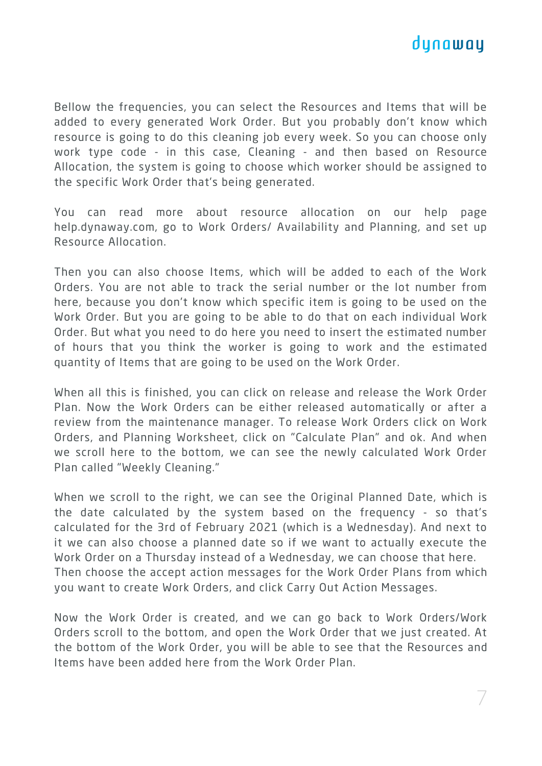Bellow the frequencies, you can select the Resources and Items that will be added to every generated Work Order. But you probably don't know which resource is going to do this cleaning job every week. So you can choose only work type code - in this case, Cleaning - and then based on Resource Allocation, the system is going to choose which worker should be assigned to the specific Work Order that's being generated.

You can read more about resource allocation on our help page help.dynaway.com, go to Work Orders/ Availability and Planning, and set up Resource Allocation.

Then you can also choose Items, which will be added to each of the Work Orders. You are not able to track the serial number or the lot number from here, because you don't know which specific item is going to be used on the Work Order. But you are going to be able to do that on each individual Work Order. But what you need to do here you need to insert the estimated number of hours that you think the worker is going to work and the estimated quantity of Items that are going to be used on the Work Order.

When all this is finished, you can click on release and release the Work Order Plan. Now the Work Orders can be either released automatically or after a review from the maintenance manager. To release Work Orders click on Work Orders, and Planning Worksheet, click on "Calculate Plan" and ok. And when we scroll here to the bottom, we can see the newly calculated Work Order Plan called "Weekly Cleaning."

When we scroll to the right, we can see the Original Planned Date, which is the date calculated by the system based on the frequency - so that's calculated for the 3rd of February 2021 (which is a Wednesday). And next to it we can also choose a planned date so if we want to actually execute the Work Order on a Thursday instead of a Wednesday, we can choose that here.
Then choose the accept action messages for the Work Order Plans from which you want to create Work Orders, and click Carry Out Action Messages.

Now the Work Order is created, and we can go back to Work Orders/Work Orders scroll to the bottom, and open the Work Order that we just created. At the bottom of the Work Order, you will be able to see that the Resources and Items have been added here from the Work Order Plan.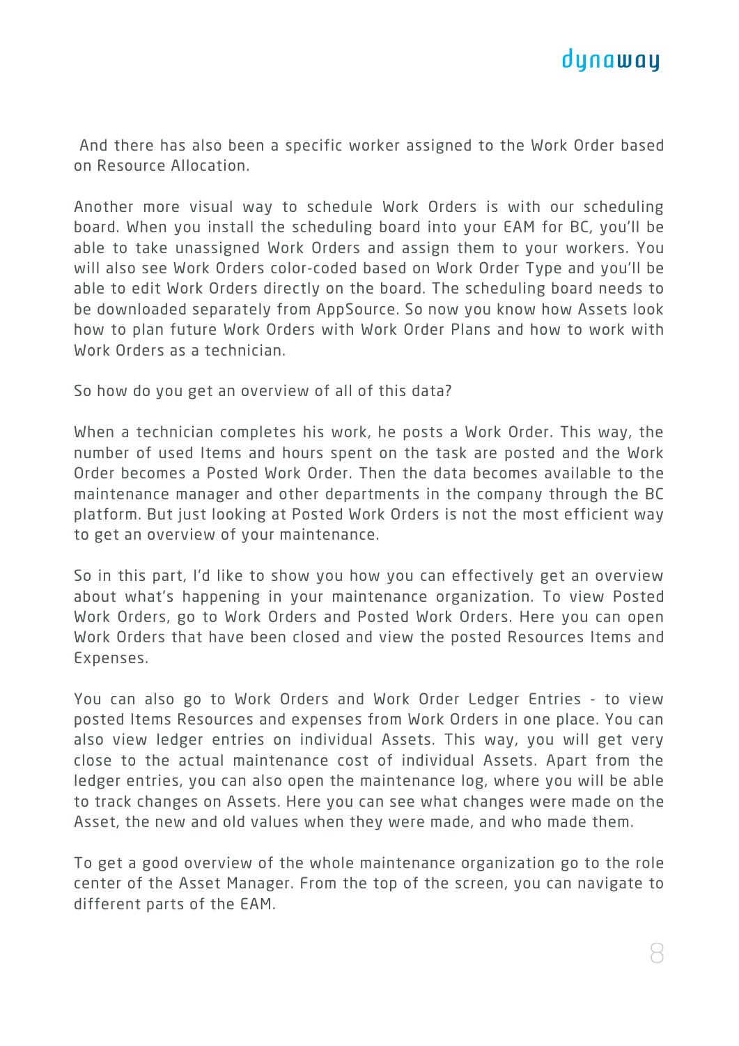And there has also been a specific worker assigned to the Work Order based on Resource Allocation.

Another more visual way to schedule Work Orders is with our scheduling board. When you install the scheduling board into your EAM for BC, you'll be able to take unassigned Work Orders and assign them to your workers. You will also see Work Orders color-coded based on Work Order Type and you'll be able to edit Work Orders directly on the board. The scheduling board needs to be downloaded separately from AppSource. So now you know how Assets look how to plan future Work Orders with Work Order Plans and how to work with Work Orders as a technician.

So how do you get an overview of all of this data?

When a technician completes his work, he posts a Work Order. This way, the number of used Items and hours spent on the task are posted and the Work Order becomes a Posted Work Order. Then the data becomes available to the maintenance manager and other departments in the company through the BC platform. But just looking at Posted Work Orders is not the most efficient way to get an overview of your maintenance.

So in this part, I'd like to show you how you can effectively get an overview about what's happening in your maintenance organization. To view Posted Work Orders, go to Work Orders and Posted Work Orders. Here you can open Work Orders that have been closed and view the posted Resources Items and Expenses.

You can also go to Work Orders and Work Order Ledger Entries - to view posted Items Resources and expenses from Work Orders in one place. You can also view ledger entries on individual Assets. This way, you will get very close to the actual maintenance cost of individual Assets. Apart from the ledger entries, you can also open the maintenance log, where you will be able to track changes on Assets. Here you can see what changes were made on the Asset, the new and old values when they were made, and who made them.

To get a good overview of the whole maintenance organization go to the role center of the Asset Manager. From the top of the screen, you can navigate to different parts of the EAM.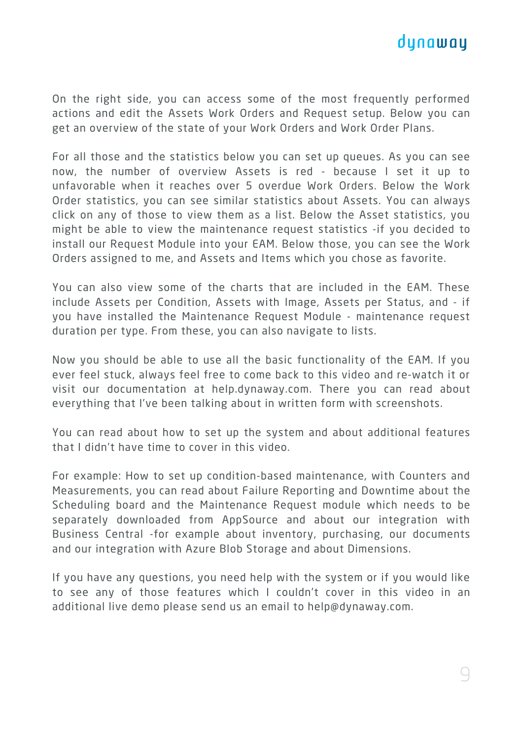On the right side, you can access some of the most frequently performed actions and edit the Assets Work Orders and Request setup. Below you can get an overview of the state of your Work Orders and Work Order Plans.

For all those and the statistics below you can set up queues. As you can see now, the number of overview Assets is red - because I set it up to unfavorable when it reaches over 5 overdue Work Orders. Below the Work Order statistics, you can see similar statistics about Assets. You can always click on any of those to view them as a list. Below the Asset statistics, you might be able to view the maintenance request statistics -if you decided to install our Request Module into your EAM. Below those, you can see the Work Orders assigned to me, and Assets and Items which you chose as favorite.

You can also view some of the charts that are included in the EAM. These include Assets per Condition, Assets with Image, Assets per Status, and - if you have installed the Maintenance Request Module - maintenance request duration per type. From these, you can also navigate to lists.

Now you should be able to use all the basic functionality of the EAM. If you ever feel stuck, always feel free to come back to this video and re-watch it or visit our documentation at help.dynaway.com. There you can read about everything that I've been talking about in written form with screenshots.

You can read about how to set up the system and about additional features that I didn't have time to cover in this video.

For example: How to set up condition-based maintenance, with Counters and Measurements, you can read about Failure Reporting and Downtime about the Scheduling board and the Maintenance Request module which needs to be separately downloaded from AppSource and about our integration with Business Central -for example about inventory, purchasing, our documents and our integration with Azure Blob Storage and about Dimensions.

If you have any questions, you need help with the system or if you would like to see any of those features which I couldn't cover in this video in an additional live demo please send us an email to help@dynaway.com.